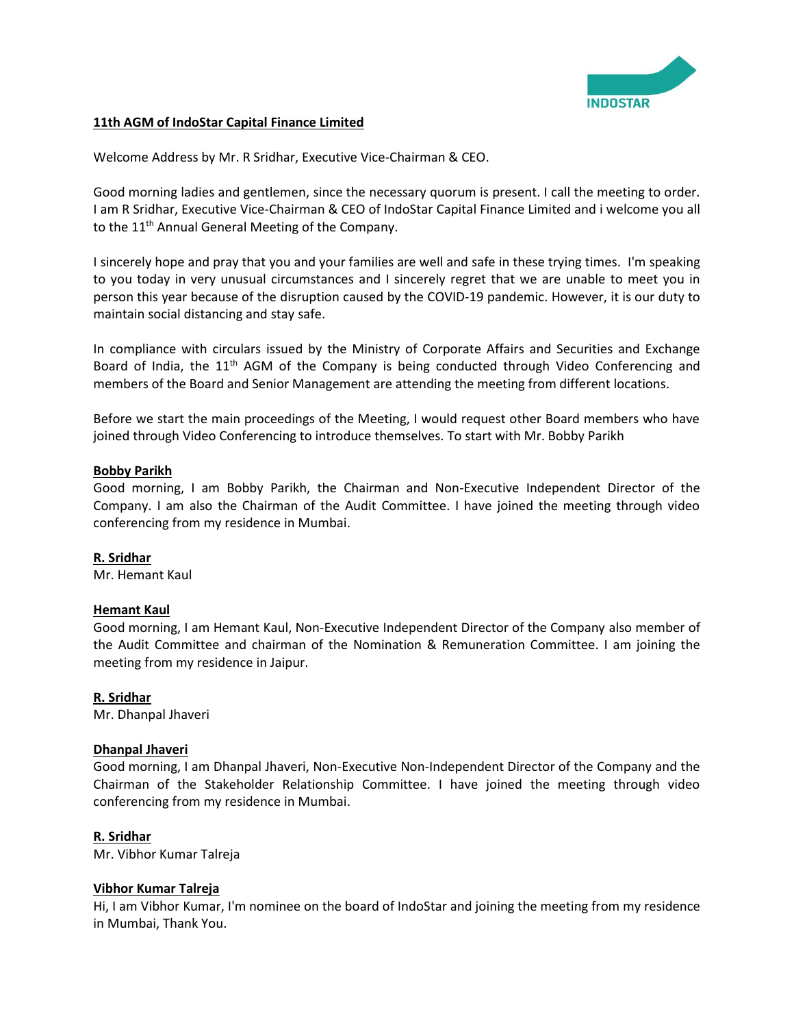**11th AGM of IndoStar Capital Finance Limited**

Welcome Address by Mr. R Sridhar, Executive Vice-Chairman & CEO.

Good morning ladies and gentlemen, since the necessary quorum is present. I call the meeting to order. I am R Sridhar, Executive Vice-Chairman & CEO of IndoStar Capital Finance Limited and i welcome you all to the 11th Annual General Meeting of the Company.

I sincerely hope and pray that you and your families are well and safe in these trying times. I'm speaking to you today in very unusual circumstances and I sincerely regret that we are unable to meet you in person this year because of the disruption caused by the COVID-19 pandemic. However, it is our duty to maintain social distancing and stay safe.

In compliance with circulars issued by the Ministry of Corporate Affairs and Securities and Exchange Board of India, the 11th AGM of the Company is being conducted through Video Conferencing and members of the Board and Senior Management are attending the meeting from different locations.

Before we start the main proceedings of the Meeting, I would request other Board members who have joined through Video Conferencing to introduce themselves. To start with Mr. Bobby Parikh

**Bobby Parikh**

Good morning, I am Bobby Parikh, the Chairman and Non-Executive Independent Director of the Company. I am also the Chairman of the Audit Committee. I have joined the meeting through video conferencing from my residence in Mumbai.

**R. Sridhar**

Mr. Hemant Kaul

**Hemant Kaul**

Good morning, I am Hemant Kaul, Non-Executive Independent Director of the Company also member of the Audit Committee and chairman of the Nomination & Remuneration Committee. I am joining the meeting from my residence in Jaipur.

**R. Sridhar**

Mr. Dhanpal Jhaveri

**Dhanpal Jhaveri**

Good morning, I am Dhanpal Jhaveri, Non-Executive Non-Independent Director of the Company and the Chairman of the Stakeholder Relationship Committee. I have joined the meeting through video conferencing from my residence in Mumbai.

**R. Sridhar**

Mr. Vibhor Kumar Talreja

**Vibhor Kumar Talreja**

Hi, I am Vibhor Kumar, I'm nominee on the board of IndoStar and joining the meeting from my residence in Mumbai, Thank You.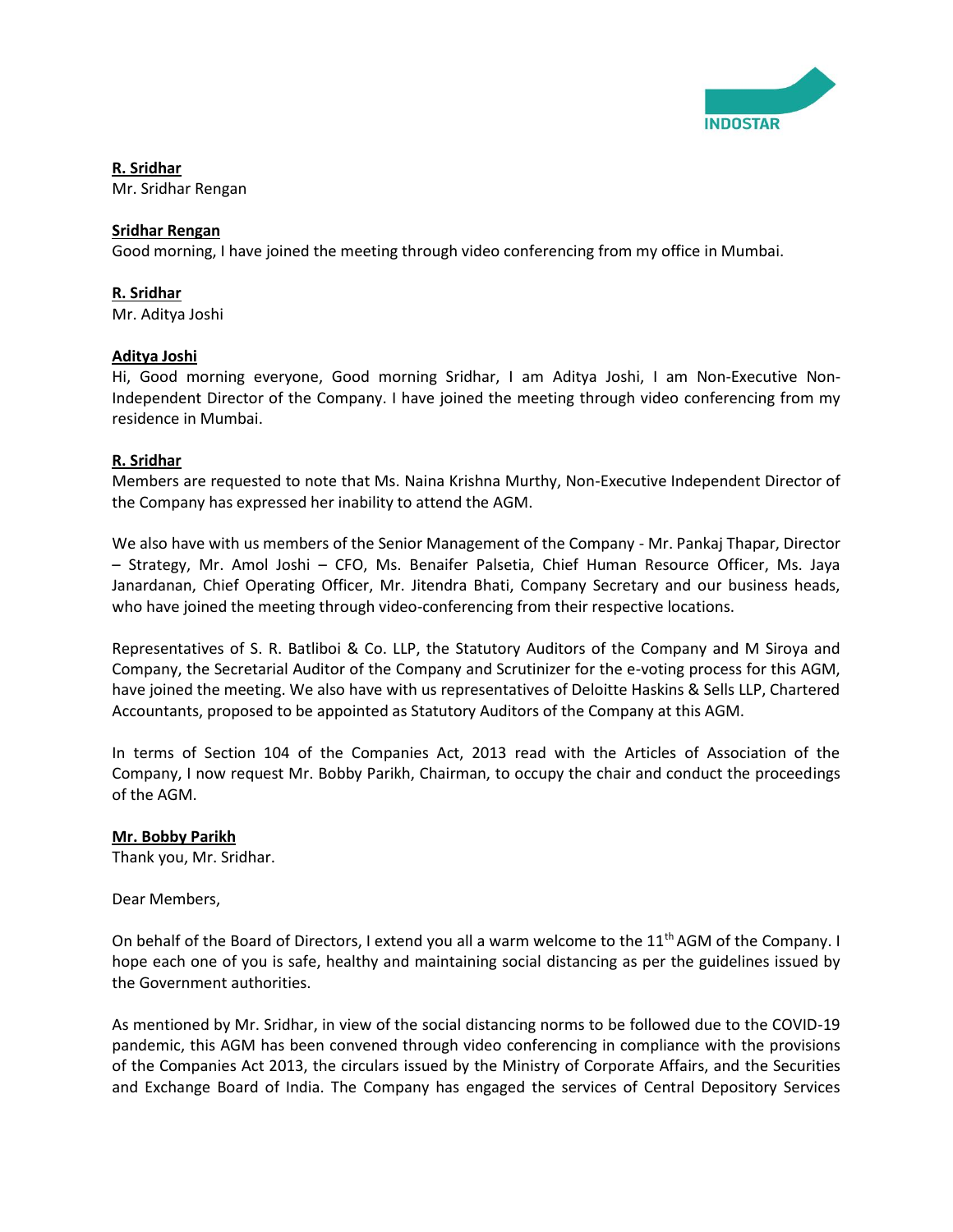**R. Sridhar**
Mr. Sridhar Rengan

**Sridhar Rengan**
Good morning, I have joined the meeting through video conferencing from my office in Mumbai.

**R. Sridhar**
Mr. Aditya Joshi

**Aditya Joshi**
Hi, Good morning everyone, Good morning Sridhar, I am Aditya Joshi, I am Non-Executive Non-Independent Director of the Company. I have joined the meeting through video conferencing from my residence in Mumbai.

**R. Sridhar**
Members are requested to note that Ms. Naina Krishna Murthy, Non-Executive Independent Director of the Company has expressed her inability to attend the AGM.

We also have with us members of the Senior Management of the Company - Mr. Pankaj Thapar, Director – Strategy, Mr. Amol Joshi – CFO, Ms. Benaifer Palsetia, Chief Human Resource Officer, Ms. Jaya Janardanan, Chief Operating Officer, Mr. Jitendra Bhati, Company Secretary and our business heads, who have joined the meeting through video-conferencing from their respective locations.

Representatives of S. R. Batliboi & Co. LLP, the Statutory Auditors of the Company and M Siroya and Company, the Secretarial Auditor of the Company and Scrutinizer for the e-voting process for this AGM, have joined the meeting. We also have with us representatives of Deloitte Haskins & Sells LLP, Chartered Accountants, proposed to be appointed as Statutory Auditors of the Company at this AGM.

In terms of Section 104 of the Companies Act, 2013 read with the Articles of Association of the Company, I now request Mr. Bobby Parikh, Chairman, to occupy the chair and conduct the proceedings of the AGM.

**Mr. Bobby Parikh**
Thank you, Mr. Sridhar.

Dear Members,

On behalf of the Board of Directors, I extend you all a warm welcome to the 11th AGM of the Company. I hope each one of you is safe, healthy and maintaining social distancing as per the guidelines issued by the Government authorities.

As mentioned by Mr. Sridhar, in view of the social distancing norms to be followed due to the COVID-19 pandemic, this AGM has been convened through video conferencing in compliance with the provisions of the Companies Act 2013, the circulars issued by the Ministry of Corporate Affairs, and the Securities and Exchange Board of India. The Company has engaged the services of Central Depository Services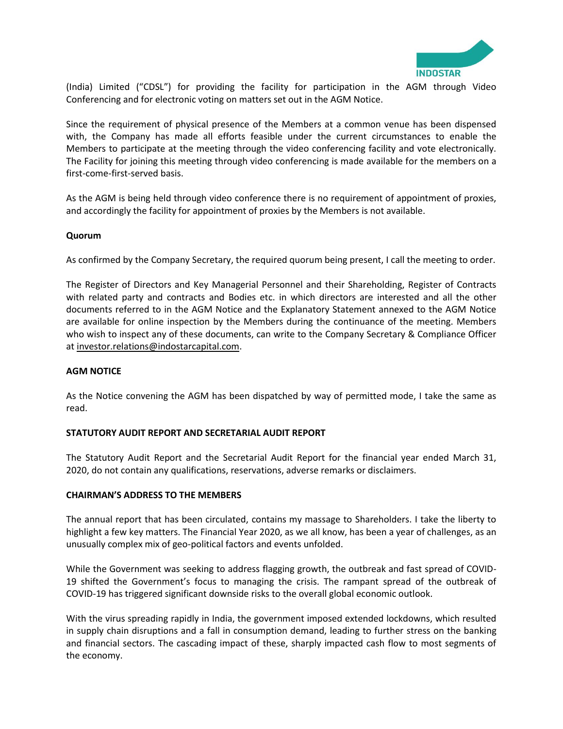(India) Limited ("CDSL") for providing the facility for participation in the AGM through Video Conferencing and for electronic voting on matters set out in the AGM Notice.

Since the requirement of physical presence of the Members at a common venue has been dispensed with, the Company has made all efforts feasible under the current circumstances to enable the Members to participate at the meeting through the video conferencing facility and vote electronically. The Facility for joining this meeting through video conferencing is made available for the members on a first-come-first-served basis.

As the AGM is being held through video conference there is no requirement of appointment of proxies, and accordingly the facility for appointment of proxies by the Members is not available.

**Quorum**

As confirmed by the Company Secretary, the required quorum being present, I call the meeting to order.

The Register of Directors and Key Managerial Personnel and their Shareholding, Register of Contracts with related party and contracts and Bodies etc. in which directors are interested and all the other documents referred to in the AGM Notice and the Explanatory Statement annexed to the AGM Notice are available for online inspection by the Members during the continuance of the meeting. Members who wish to inspect any of these documents, can write to the Company Secretary & Compliance Officer at investor.relations@indostarcapital.com.

**AGM NOTICE**

As the Notice convening the AGM has been dispatched by way of permitted mode, I take the same as read.

**STATUTORY AUDIT REPORT AND SECRETARIAL AUDIT REPORT**

The Statutory Audit Report and the Secretarial Audit Report for the financial year ended March 31, 2020, do not contain any qualifications, reservations, adverse remarks or disclaimers.

**CHAIRMAN'S ADDRESS TO THE MEMBERS**

The annual report that has been circulated, contains my massage to Shareholders. I take the liberty to highlight a few key matters. The Financial Year 2020, as we all know, has been a year of challenges, as an unusually complex mix of geo-political factors and events unfolded.

While the Government was seeking to address flagging growth, the outbreak and fast spread of COVID-19 shifted the Government's focus to managing the crisis. The rampant spread of the outbreak of COVID-19 has triggered significant downside risks to the overall global economic outlook.

With the virus spreading rapidly in India, the government imposed extended lockdowns, which resulted in supply chain disruptions and a fall in consumption demand, leading to further stress on the banking and financial sectors. The cascading impact of these, sharply impacted cash flow to most segments of the economy.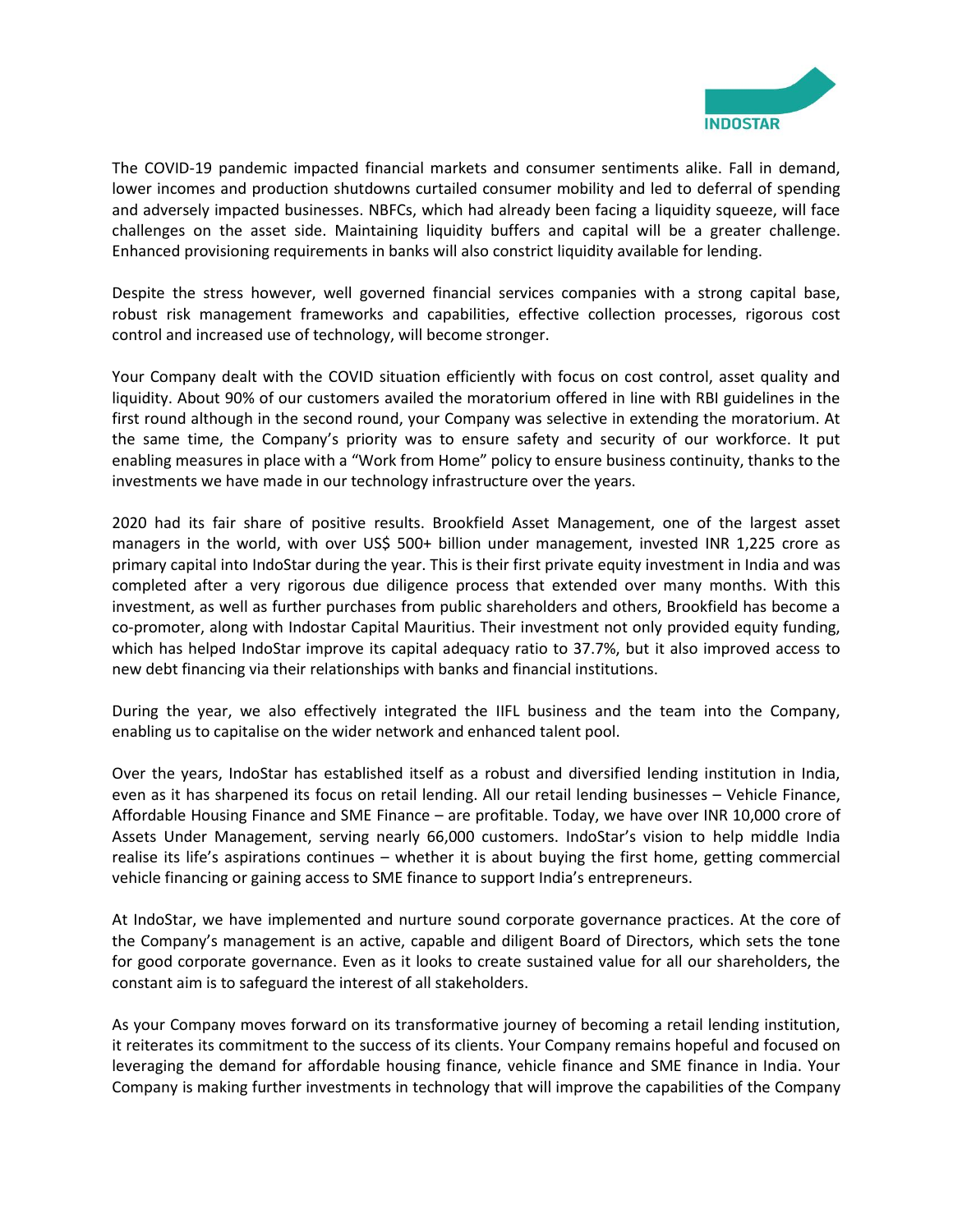The COVID-19 pandemic impacted financial markets and consumer sentiments alike. Fall in demand, lower incomes and production shutdowns curtailed consumer mobility and led to deferral of spending and adversely impacted businesses. NBFCs, which had already been facing a liquidity squeeze, will face challenges on the asset side. Maintaining liquidity buffers and capital will be a greater challenge. Enhanced provisioning requirements in banks will also constrict liquidity available for lending.

Despite the stress however, well governed financial services companies with a strong capital base, robust risk management frameworks and capabilities, effective collection processes, rigorous cost control and increased use of technology, will become stronger.

Your Company dealt with the COVID situation efficiently with focus on cost control, asset quality and liquidity. About 90% of our customers availed the moratorium offered in line with RBI guidelines in the first round although in the second round, your Company was selective in extending the moratorium. At the same time, the Company's priority was to ensure safety and security of our workforce. It put enabling measures in place with a "Work from Home" policy to ensure business continuity, thanks to the investments we have made in our technology infrastructure over the years.

2020 had its fair share of positive results. Brookfield Asset Management, one of the largest asset managers in the world, with over US$ 500+ billion under management, invested INR 1,225 crore as primary capital into IndoStar during the year. This is their first private equity investment in India and was completed after a very rigorous due diligence process that extended over many months. With this investment, as well as further purchases from public shareholders and others, Brookfield has become a co-promoter, along with Indostar Capital Mauritius. Their investment not only provided equity funding, which has helped IndoStar improve its capital adequacy ratio to 37.7%, but it also improved access to new debt financing via their relationships with banks and financial institutions.

During the year, we also effectively integrated the IIFL business and the team into the Company, enabling us to capitalise on the wider network and enhanced talent pool.

Over the years, IndoStar has established itself as a robust and diversified lending institution in India, even as it has sharpened its focus on retail lending. All our retail lending businesses – Vehicle Finance, Affordable Housing Finance and SME Finance – are profitable. Today, we have over INR 10,000 crore of Assets Under Management, serving nearly 66,000 customers. IndoStar's vision to help middle India realise its life's aspirations continues – whether it is about buying the first home, getting commercial vehicle financing or gaining access to SME finance to support India's entrepreneurs.

At IndoStar, we have implemented and nurture sound corporate governance practices. At the core of the Company's management is an active, capable and diligent Board of Directors, which sets the tone for good corporate governance. Even as it looks to create sustained value for all our shareholders, the constant aim is to safeguard the interest of all stakeholders.

As your Company moves forward on its transformative journey of becoming a retail lending institution, it reiterates its commitment to the success of its clients. Your Company remains hopeful and focused on leveraging the demand for affordable housing finance, vehicle finance and SME finance in India. Your Company is making further investments in technology that will improve the capabilities of the Company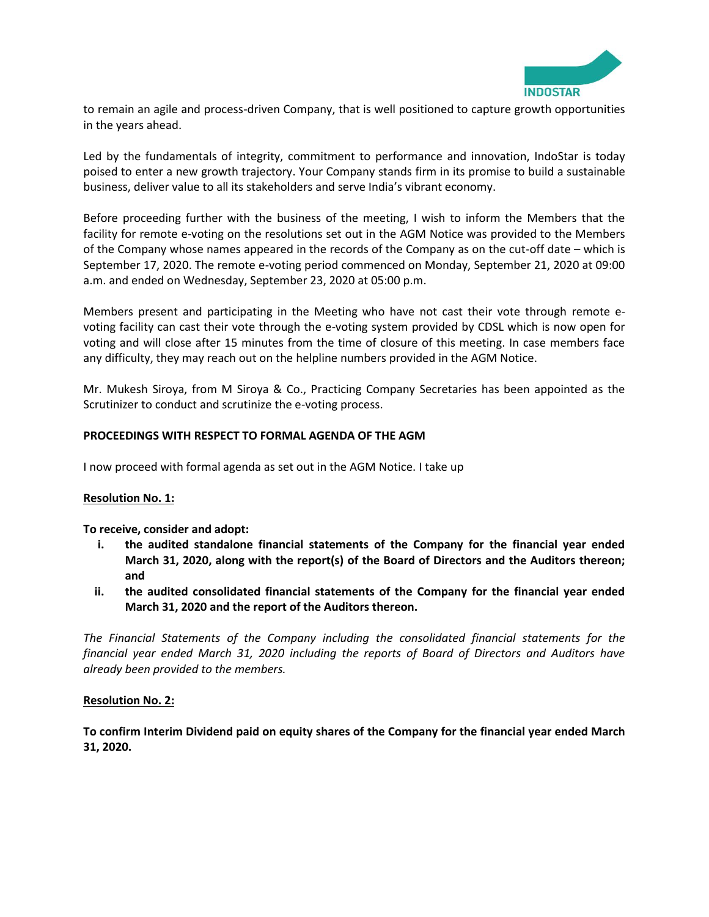to remain an agile and process-driven Company, that is well positioned to capture growth opportunities in the years ahead.

Led by the fundamentals of integrity, commitment to performance and innovation, IndoStar is today poised to enter a new growth trajectory. Your Company stands firm in its promise to build a sustainable business, deliver value to all its stakeholders and serve India's vibrant economy.

Before proceeding further with the business of the meeting, I wish to inform the Members that the facility for remote e-voting on the resolutions set out in the AGM Notice was provided to the Members of the Company whose names appeared in the records of the Company as on the cut-off date – which is September 17, 2020. The remote e-voting period commenced on Monday, September 21, 2020 at 09:00 a.m. and ended on Wednesday, September 23, 2020 at 05:00 p.m.

Members present and participating in the Meeting who have not cast their vote through remote e-voting facility can cast their vote through the e-voting system provided by CDSL which is now open for voting and will close after 15 minutes from the time of closure of this meeting. In case members face any difficulty, they may reach out on the helpline numbers provided in the AGM Notice.

Mr. Mukesh Siroya, from M Siroya & Co., Practicing Company Secretaries has been appointed as the Scrutinizer to conduct and scrutinize the e-voting process.

**PROCEEDINGS WITH RESPECT TO FORMAL AGENDA OF THE AGM**

I now proceed with formal agenda as set out in the AGM Notice. I take up

**Resolution No. 1:**

**To receive, consider and adopt:**

i. **the audited standalone financial statements of the Company for the financial year ended March 31, 2020, along with the report(s) of the Board of Directors and the Auditors thereon; and**
ii. **the audited consolidated financial statements of the Company for the financial year ended March 31, 2020 and the report of the Auditors thereon.**

*The Financial Statements of the Company including the consolidated financial statements for the financial year ended March 31, 2020 including the reports of Board of Directors and Auditors have already been provided to the members.*

**Resolution No. 2:**

**To confirm Interim Dividend paid on equity shares of the Company for the financial year ended March 31, 2020.**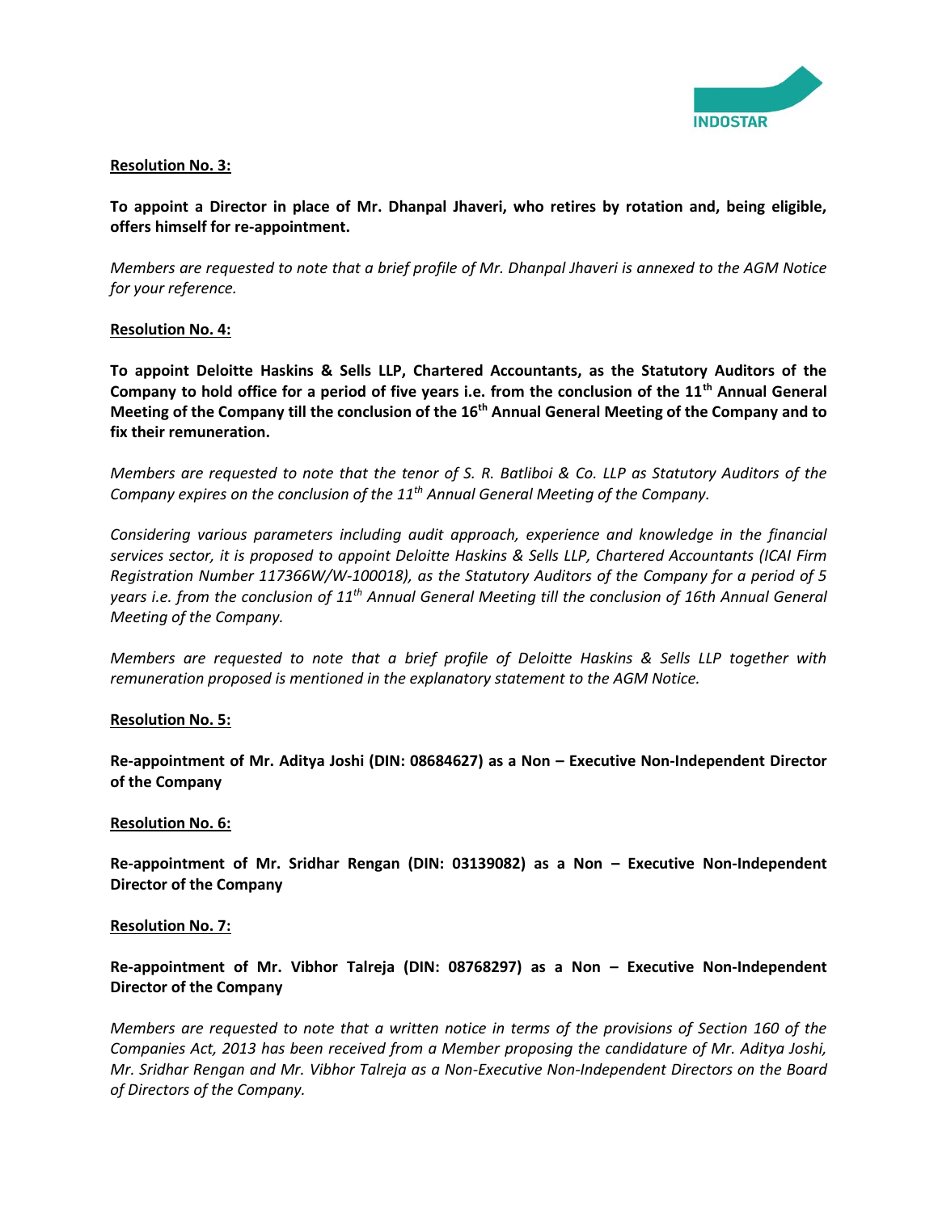**Resolution No. 3:**

**To appoint a Director in place of Mr. Dhanpal Jhaveri, who retires by rotation and, being eligible, offers himself for re-appointment.**

*Members are requested to note that a brief profile of Mr. Dhanpal Jhaveri is annexed to the AGM Notice for your reference.*

**Resolution No. 4:**

**To appoint Deloitte Haskins & Sells LLP, Chartered Accountants, as the Statutory Auditors of the Company to hold office for a period of five years i.e. from the conclusion of the 11th Annual General Meeting of the Company till the conclusion of the 16th Annual General Meeting of the Company and to fix their remuneration.**

*Members are requested to note that the tenor of S. R. Batliboi & Co. LLP as Statutory Auditors of the Company expires on the conclusion of the 11th Annual General Meeting of the Company.*

*Considering various parameters including audit approach, experience and knowledge in the financial services sector, it is proposed to appoint Deloitte Haskins & Sells LLP, Chartered Accountants (ICAI Firm Registration Number 117366W/W-100018), as the Statutory Auditors of the Company for a period of 5 years i.e. from the conclusion of 11th Annual General Meeting till the conclusion of 16th Annual General Meeting of the Company.*

*Members are requested to note that a brief profile of Deloitte Haskins & Sells LLP together with remuneration proposed is mentioned in the explanatory statement to the AGM Notice.*

**Resolution No. 5:**

**Re-appointment of Mr. Aditya Joshi (DIN: 08684627) as a Non – Executive Non-Independent Director of the Company**

**Resolution No. 6:**

**Re-appointment of Mr. Sridhar Rengan (DIN: 03139082) as a Non – Executive Non-Independent Director of the Company**

**Resolution No. 7:**

**Re-appointment of Mr. Vibhor Talreja (DIN: 08768297) as a Non – Executive Non-Independent Director of the Company**

*Members are requested to note that a written notice in terms of the provisions of Section 160 of the Companies Act, 2013 has been received from a Member proposing the candidature of Mr. Aditya Joshi, Mr. Sridhar Rengan and Mr. Vibhor Talreja as a Non-Executive Non-Independent Directors on the Board of Directors of the Company.*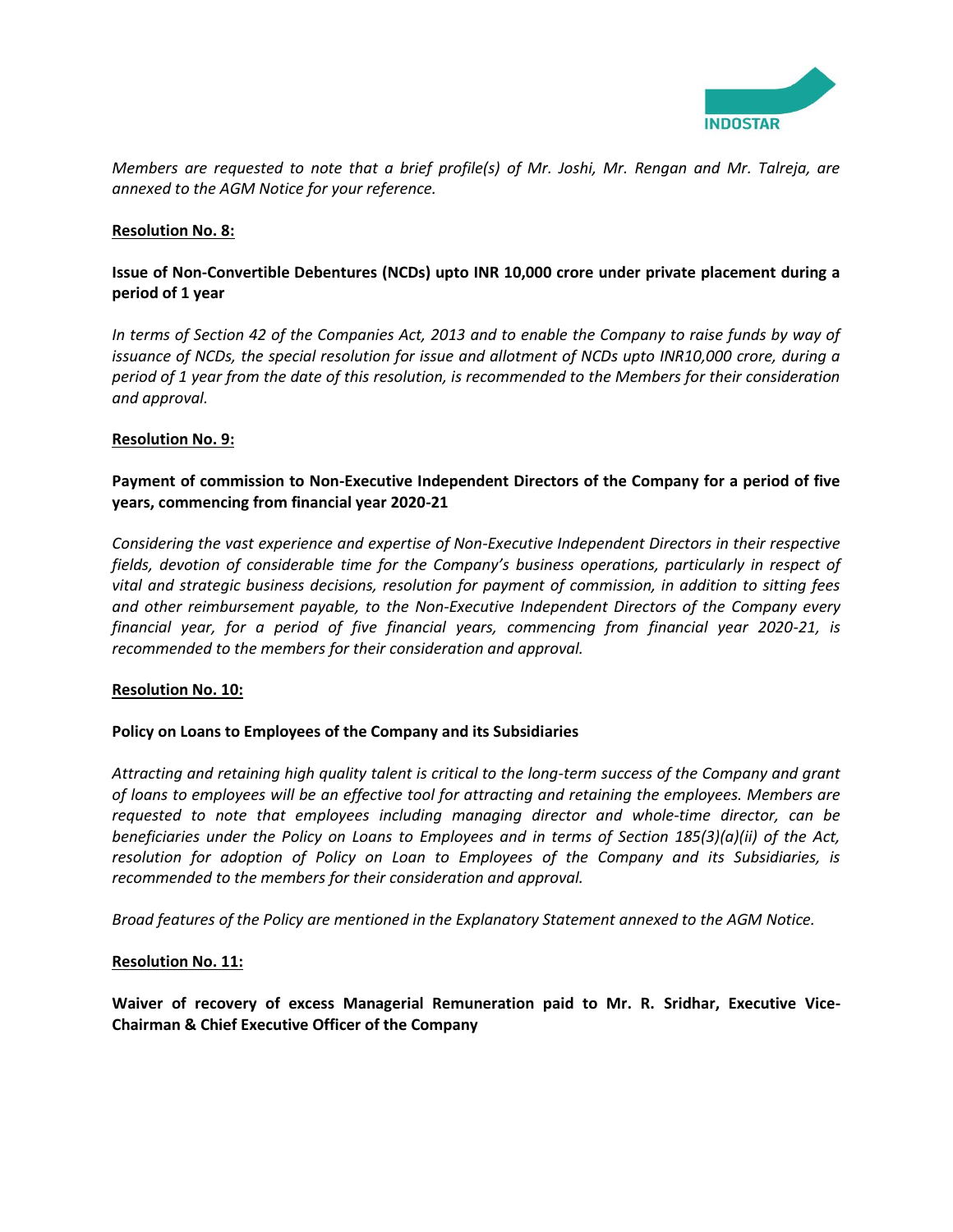*Members are requested to note that a brief profile(s) of Mr. Joshi, Mr. Rengan and Mr. Talreja, are annexed to the AGM Notice for your reference.*

**Resolution No. 8:**

**Issue of Non-Convertible Debentures (NCDs) upto INR 10,000 crore under private placement during a period of 1 year**

*In terms of Section 42 of the Companies Act, 2013 and to enable the Company to raise funds by way of issuance of NCDs, the special resolution for issue and allotment of NCDs upto INR10,000 crore, during a period of 1 year from the date of this resolution, is recommended to the Members for their consideration and approval.*

**Resolution No. 9:**

**Payment of commission to Non-Executive Independent Directors of the Company for a period of five years, commencing from financial year 2020-21**

*Considering the vast experience and expertise of Non-Executive Independent Directors in their respective fields, devotion of considerable time for the Company's business operations, particularly in respect of vital and strategic business decisions, resolution for payment of commission, in addition to sitting fees and other reimbursement payable, to the Non-Executive Independent Directors of the Company every financial year, for a period of five financial years, commencing from financial year 2020-21, is recommended to the members for their consideration and approval.*

**Resolution No. 10:**

**Policy on Loans to Employees of the Company and its Subsidiaries**

*Attracting and retaining high quality talent is critical to the long-term success of the Company and grant of loans to employees will be an effective tool for attracting and retaining the employees. Members are requested to note that employees including managing director and whole-time director, can be beneficiaries under the Policy on Loans to Employees and in terms of Section 185(3)(a)(ii) of the Act, resolution for adoption of Policy on Loan to Employees of the Company and its Subsidiaries, is recommended to the members for their consideration and approval.*

*Broad features of the Policy are mentioned in the Explanatory Statement annexed to the AGM Notice.*

**Resolution No. 11:**

**Waiver of recovery of excess Managerial Remuneration paid to Mr. R. Sridhar, Executive Vice-Chairman & Chief Executive Officer of the Company**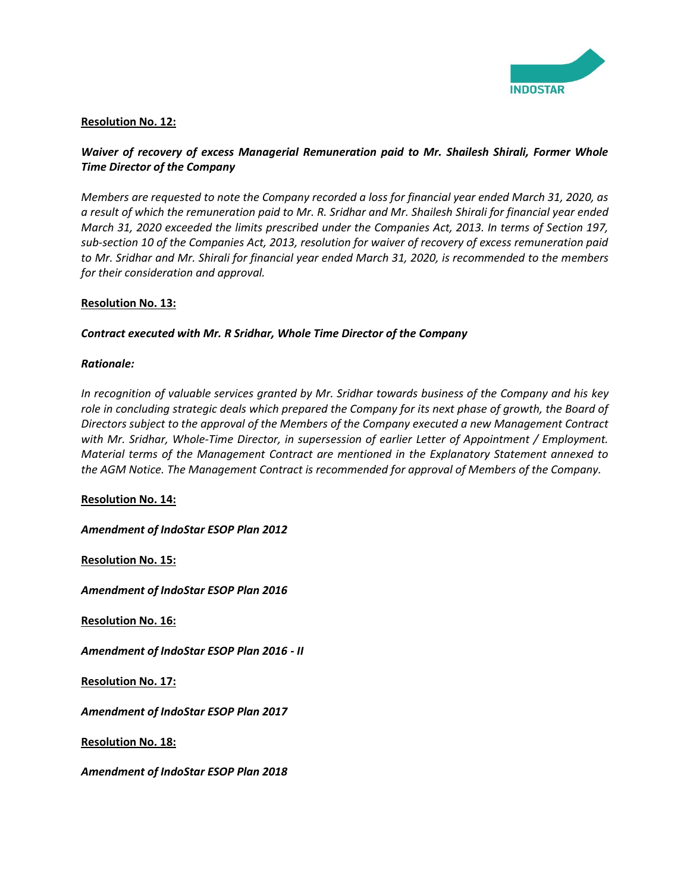**Resolution No. 12:**

***Waiver of recovery of excess Managerial Remuneration paid to Mr. Shailesh Shirali, Former Whole Time Director of the Company***

*Members are requested to note the Company recorded a loss for financial year ended March 31, 2020, as a result of which the remuneration paid to Mr. R. Sridhar and Mr. Shailesh Shirali for financial year ended March 31, 2020 exceeded the limits prescribed under the Companies Act, 2013. In terms of Section 197, sub-section 10 of the Companies Act, 2013, resolution for waiver of recovery of excess remuneration paid to Mr. Sridhar and Mr. Shirali for financial year ended March 31, 2020, is recommended to the members for their consideration and approval.*

**Resolution No. 13:**

***Contract executed with Mr. R Sridhar, Whole Time Director of the Company***

***Rationale:***

*In recognition of valuable services granted by Mr. Sridhar towards business of the Company and his key role in concluding strategic deals which prepared the Company for its next phase of growth, the Board of Directors subject to the approval of the Members of the Company executed a new Management Contract with Mr. Sridhar, Whole-Time Director, in supersession of earlier Letter of Appointment / Employment. Material terms of the Management Contract are mentioned in the Explanatory Statement annexed to the AGM Notice. The Management Contract is recommended for approval of Members of the Company.*

**Resolution No. 14:**

***Amendment of IndoStar ESOP Plan 2012***

**Resolution No. 15:**

***Amendment of IndoStar ESOP Plan 2016***

**Resolution No. 16:**

***Amendment of IndoStar ESOP Plan 2016 - II***

**Resolution No. 17:**

***Amendment of IndoStar ESOP Plan 2017***

**Resolution No. 18:**

***Amendment of IndoStar ESOP Plan 2018***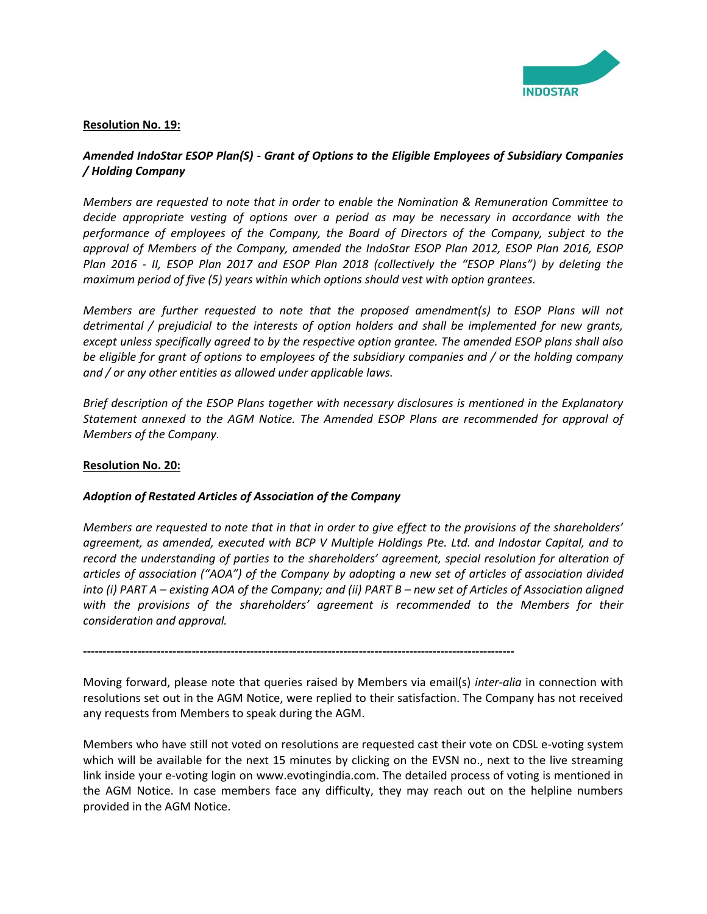**Resolution No. 19:**

***Amended IndoStar ESOP Plan(S) - Grant of Options to the Eligible Employees of Subsidiary Companies / Holding Company***

*Members are requested to note that in order to enable the Nomination & Remuneration Committee to decide appropriate vesting of options over a period as may be necessary in accordance with the performance of employees of the Company, the Board of Directors of the Company, subject to the approval of Members of the Company, amended the IndoStar ESOP Plan 2012, ESOP Plan 2016, ESOP Plan 2016 - II, ESOP Plan 2017 and ESOP Plan 2018 (collectively the "ESOP Plans") by deleting the maximum period of five (5) years within which options should vest with option grantees.*

*Members are further requested to note that the proposed amendment(s) to ESOP Plans will not detrimental / prejudicial to the interests of option holders and shall be implemented for new grants, except unless specifically agreed to by the respective option grantee. The amended ESOP plans shall also be eligible for grant of options to employees of the subsidiary companies and / or the holding company and / or any other entities as allowed under applicable laws.*

*Brief description of the ESOP Plans together with necessary disclosures is mentioned in the Explanatory Statement annexed to the AGM Notice. The Amended ESOP Plans are recommended for approval of Members of the Company.*

**Resolution No. 20:**

***Adoption of Restated Articles of Association of the Company***

*Members are requested to note that in that in order to give effect to the provisions of the shareholders' agreement, as amended, executed with BCP V Multiple Holdings Pte. Ltd. and Indostar Capital, and to record the understanding of parties to the shareholders' agreement, special resolution for alteration of articles of association ("AOA") of the Company by adopting a new set of articles of association divided into (i) PART A – existing AOA of the Company; and (ii) PART B – new set of Articles of Association aligned with the provisions of the shareholders' agreement is recommended to the Members for their consideration and approval.*

---

Moving forward, please note that queries raised by Members via email(s) *inter-alia* in connection with resolutions set out in the AGM Notice, were replied to their satisfaction. The Company has not received any requests from Members to speak during the AGM.

Members who have still not voted on resolutions are requested cast their vote on CDSL e-voting system which will be available for the next 15 minutes by clicking on the EVSN no., next to the live streaming link inside your e-voting login on www.evotingindia.com. The detailed process of voting is mentioned in the AGM Notice. In case members face any difficulty, they may reach out on the helpline numbers provided in the AGM Notice.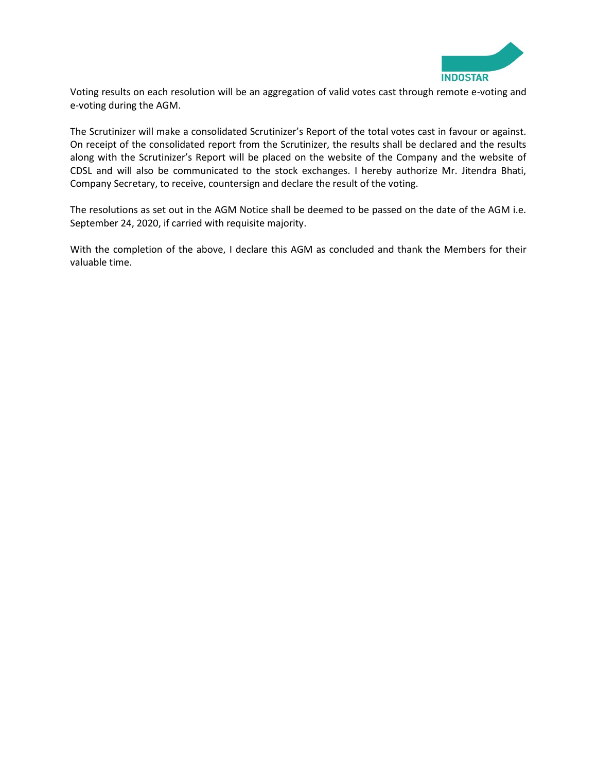Voting results on each resolution will be an aggregation of valid votes cast through remote e-voting and e-voting during the AGM.

The Scrutinizer will make a consolidated Scrutinizer's Report of the total votes cast in favour or against. On receipt of the consolidated report from the Scrutinizer, the results shall be declared and the results along with the Scrutinizer's Report will be placed on the website of the Company and the website of CDSL and will also be communicated to the stock exchanges. I hereby authorize Mr. Jitendra Bhati, Company Secretary, to receive, countersign and declare the result of the voting.

The resolutions as set out in the AGM Notice shall be deemed to be passed on the date of the AGM i.e. September 24, 2020, if carried with requisite majority.

With the completion of the above, I declare this AGM as concluded and thank the Members for their valuable time.